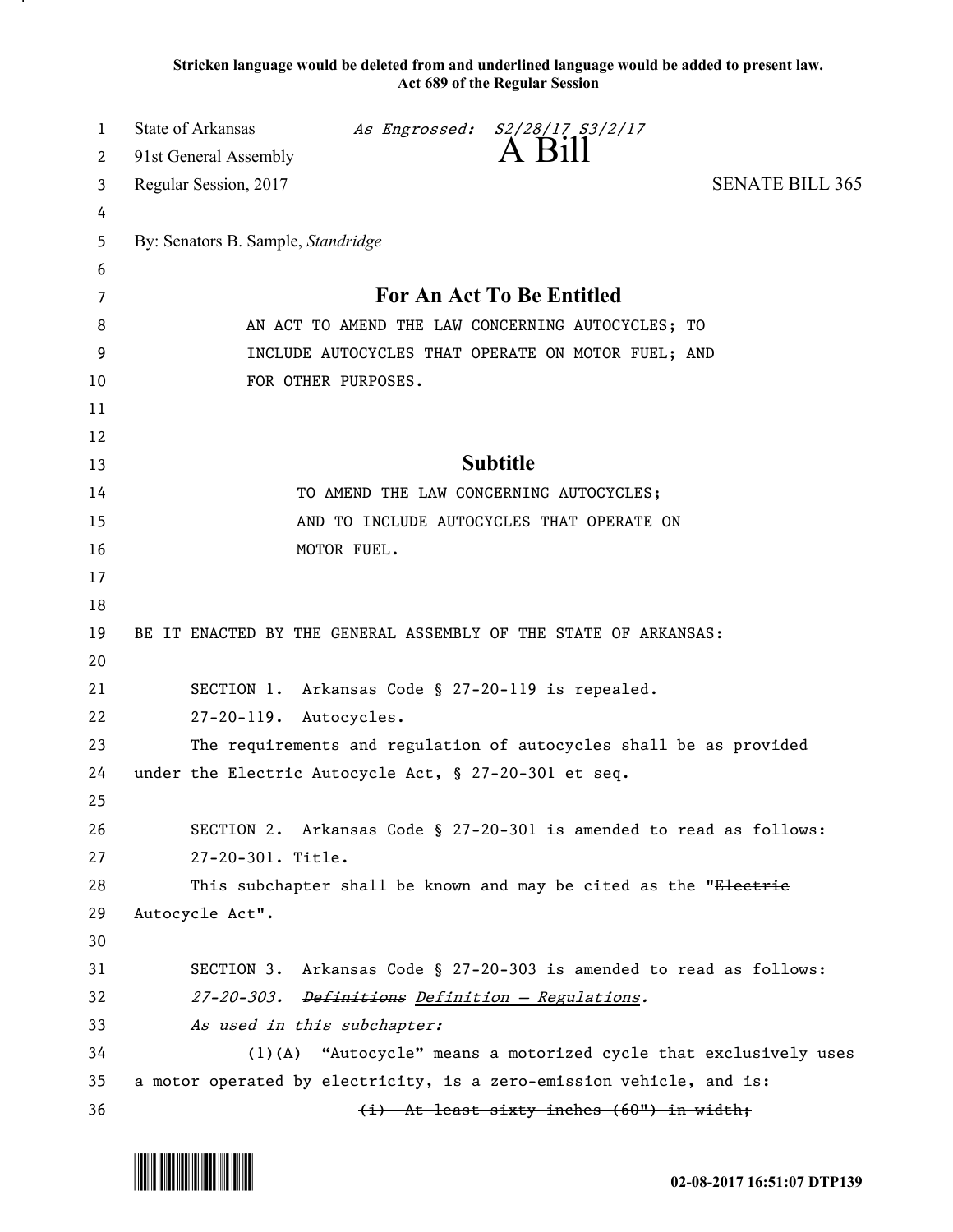**Stricken language would be deleted from and underlined language would be added to present law.**
**Act 689 of the Regular Session**

State of Arkansas *As Engrossed: S2/28/17 S3/2/17*
91st General Assembly

# A Bill

Regular Session, 2017 SENATE BILL 365

By: Senators B. Sample, *Standridge*

## For An Act To Be Entitled

AN ACT TO AMEND THE LAW CONCERNING AUTOCYCLES; TO INCLUDE AUTOCYCLES THAT OPERATE ON MOTOR FUEL; AND FOR OTHER PURPOSES.

## Subtitle

TO AMEND THE LAW CONCERNING AUTOCYCLES; AND TO INCLUDE AUTOCYCLES THAT OPERATE ON MOTOR FUEL.

BE IT ENACTED BY THE GENERAL ASSEMBLY OF THE STATE OF ARKANSAS:

SECTION 1. Arkansas Code § 27-20-119 is repealed.

~~27-20-119. Autocycles.~~

~~The requirements and regulation of autocycles shall be as provided under the Electric Autocycle Act, § 27-20-301 et seq.~~

SECTION 2. Arkansas Code § 27-20-301 is amended to read as follows:

27-20-301. Title.

This subchapter shall be known and may be cited as the "~~Electric~~ Autocycle Act".

SECTION 3. Arkansas Code § 27-20-303 is amended to read as follows:

*27-20-303. ~~Definitions~~ <u>Definition — Regulations</u>.*

~~*As used in this subchapter:*~~

~~(1)(A) "Autocycle" means a motorized cycle that exclusively uses a motor operated by electricity, is a zero-emission vehicle, and is:~~

~~(i) At least sixty inches (60") in width;~~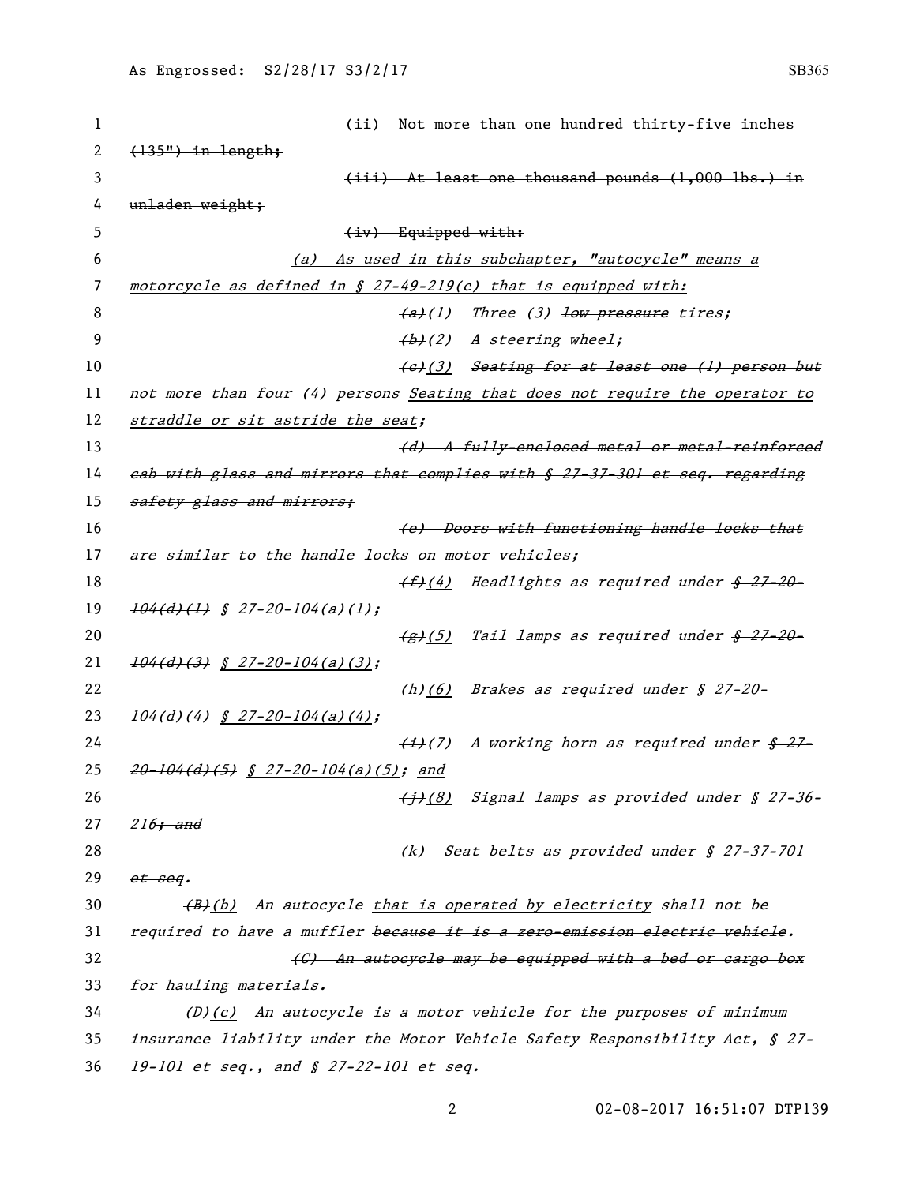~~(ii) Not more than one hundred thirty-five inches (135") in length;~~

~~(iii) At least one thousand pounds (1,000 lbs.) in unladen weight;~~

~~(iv) Equipped with:~~

*(a) As used in this subchapter, "autocycle" means a motorcycle as defined in § 27-49-219(c) that is equipped with:*

~~*(a)*~~*(1) Three (3)* ~~*low pressure*~~ *tires;*

~~*(b)*~~*(2) A steering wheel;*

~~*(c)*~~*(3)* ~~*Seating for at least one (1) person but not more than four (4) persons*~~ *Seating that does not require the operator to straddle or sit astride the seat;*

~~*(d) A fully-enclosed metal or metal-reinforced cab with glass and mirrors that complies with § 27-37-301 et seq. regarding safety glass and mirrors;*~~

~~*(e) Doors with functioning handle locks that are similar to the handle locks on motor vehicles;*~~

~~*(f)*~~*(4) Headlights as required under* ~~*§ 27-20-104(d)(1)*~~ *§ 27-20-104(a)(1);*

~~*(g)*~~*(5) Tail lamps as required under* ~~*§ 27-20-104(d)(3)*~~ *§ 27-20-104(a)(3);*

~~*(h)*~~*(6) Brakes as required under* ~~*§ 27-20-104(d)(4)*~~ *§ 27-20-104(a)(4);*

~~*(i)*~~*(7) A working horn as required under* ~~*§ 27-20-104(d)(5)*~~ *§ 27-20-104(a)(5); and*

~~*(j)*~~*(8) Signal lamps as provided under § 27-36-216*~~*; and*~~

~~*(k) Seat belts as provided under § 27-37-701 et seq.*~~

~~*(B)*~~*(b) An autocycle that is operated by electricity shall not be required to have a muffler* ~~*because it is a zero-emission electric vehicle*~~*.*

~~*(C) An autocycle may be equipped with a bed or cargo box for hauling materials.*~~

~~*(D)*~~*(c) An autocycle is a motor vehicle for the purposes of minimum insurance liability under the Motor Vehicle Safety Responsibility Act, § 27-19-101 et seq., and § 27-22-101 et seq.*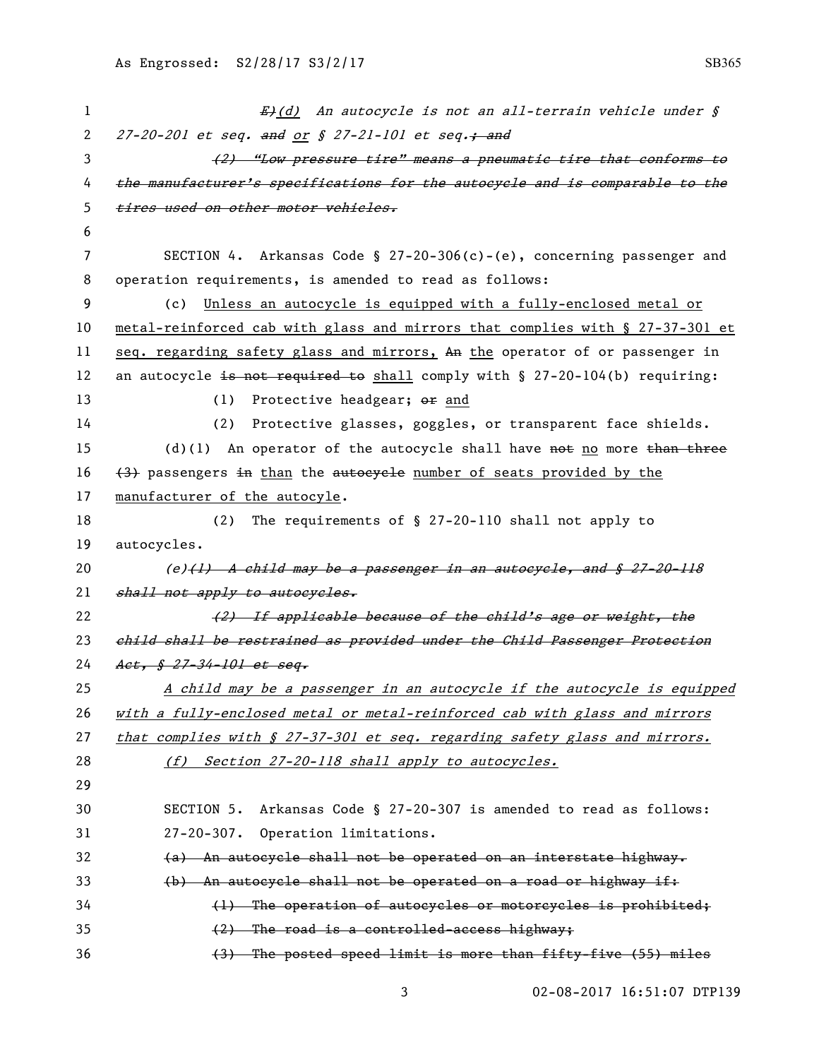~~E)~~*(d)* An autocycle is not an all-terrain vehicle under § 27-20-201 et seq. ~~and~~ *or* § 27-21-101 et seq.~~; and~~

~~*(2) "Low pressure tire" means a pneumatic tire that conforms to the manufacturer's specifications for the autocycle and is comparable to the tires used on other motor vehicles.*~~

SECTION 4. Arkansas Code § 27-20-306(c)-(e), concerning passenger and operation requirements, is amended to read as follows:

(c) Unless an autocycle is equipped with a fully-enclosed metal or metal-reinforced cab with glass and mirrors that complies with § 27-37-301 et seq. regarding safety glass and mirrors, ~~An~~ the operator of or passenger in an autocycle ~~is not required to~~ shall comply with § 27-20-104(b) requiring:

(1) Protective headgear; ~~or~~ and

(2) Protective glasses, goggles, or transparent face shields.

(d)(1) An operator of the autocycle shall have ~~not~~ no more ~~than three (3)~~ passengers ~~in~~ than the ~~autocycle~~ number of seats provided by the manufacturer of the autocycle.

(2) The requirements of § 27-20-110 shall not apply to autocycles.

*(e)*~~*(1) A child may be a passenger in an autocycle, and § 27-20-118 shall not apply to autocycles.*~~

~~*(2) If applicable because of the child's age or weight, the child shall be restrained as provided under the Child Passenger Protection Act, § 27-34-101 et seq.*~~

*A child may be a passenger in an autocycle if the autocycle is equipped with a fully-enclosed metal or metal-reinforced cab with glass and mirrors that complies with § 27-37-301 et seq. regarding safety glass and mirrors.*

*(f) Section 27-20-118 shall apply to autocycles.*

SECTION 5. Arkansas Code § 27-20-307 is amended to read as follows:

27-20-307. Operation limitations.

~~(a) An autocycle shall not be operated on an interstate highway.~~

~~(b) An autocycle shall not be operated on a road or highway if:~~

~~(1) The operation of autocycles or motorcycles is prohibited;~~

~~(2) The road is a controlled-access highway;~~

~~(3) The posted speed limit is more than fifty-five (55) miles~~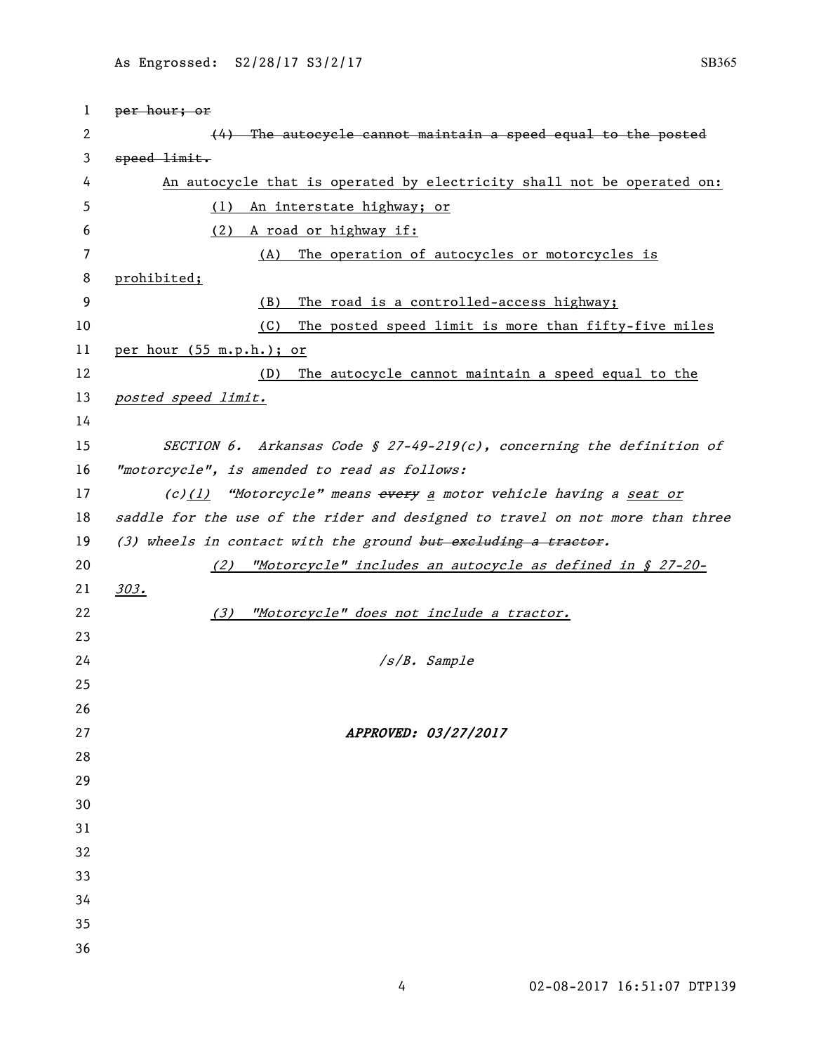~~per hour; or~~

~~(4) The autocycle cannot maintain a speed equal to the posted speed limit.~~

An autocycle that is operated by electricity shall not be operated on:

(1) An interstate highway; or

(2) A road or highway if:

(A) The operation of autocycles or motorcycles is prohibited;

(B) The road is a controlled-access highway;

(C) The posted speed limit is more than fifty-five miles per hour (55 m.p.h.); or

(D) The autocycle cannot maintain a speed equal to the *posted speed limit.*

*SECTION 6. Arkansas Code § 27-49-219(c), concerning the definition of "motorcycle", is amended to read as follows:*

*(c)(1) "Motorcycle" means ~~every~~ a motor vehicle having a seat or saddle for the use of the rider and designed to travel on not more than three (3) wheels in contact with the ground ~~but excluding a tractor~~.*

*(2) "Motorcycle" includes an autocycle as defined in § 27-20-303.*

*(3) "Motorcycle" does not include a tractor.*

*/s/B. Sample*

***APPROVED: 03/27/2017***